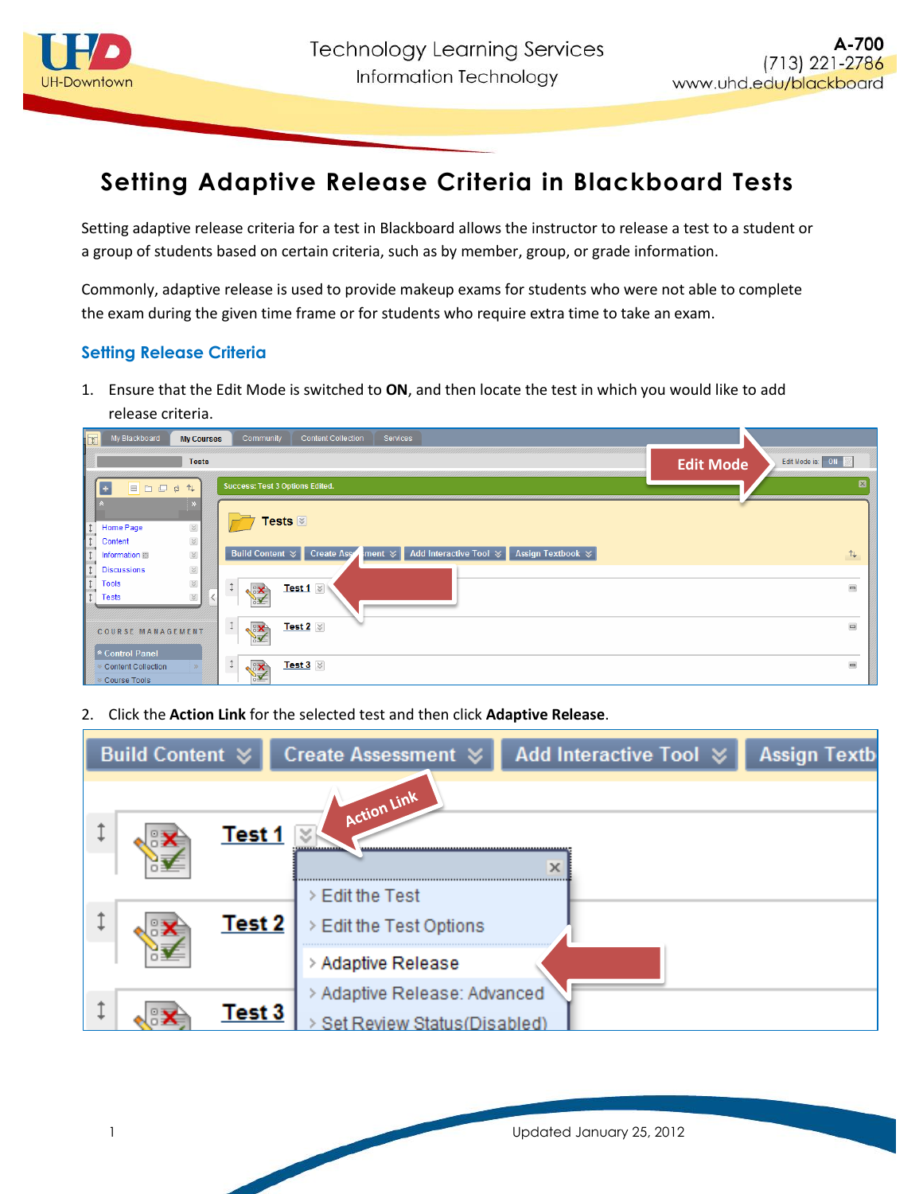# Setting Adaptive Release Criteria in Blackboard Tests

Setting adaptive release criteria for a test in Blackboard allows the instructor to release a test to a student or a group of students based on certain criteria, such as by member, group, or grade information.

Commonly, adaptive release is used to provide makeup exams for students who were not able to complete the exam during the given time frame or for students who require extra time to take an exam.

## Setting Release Criteria

1. Ensure that the Edit Mode is switched to **ON**, and then locate the test in which you would like to add release criteria.

2. Click the **Action Link** for the selected test and then click **Adaptive Release**.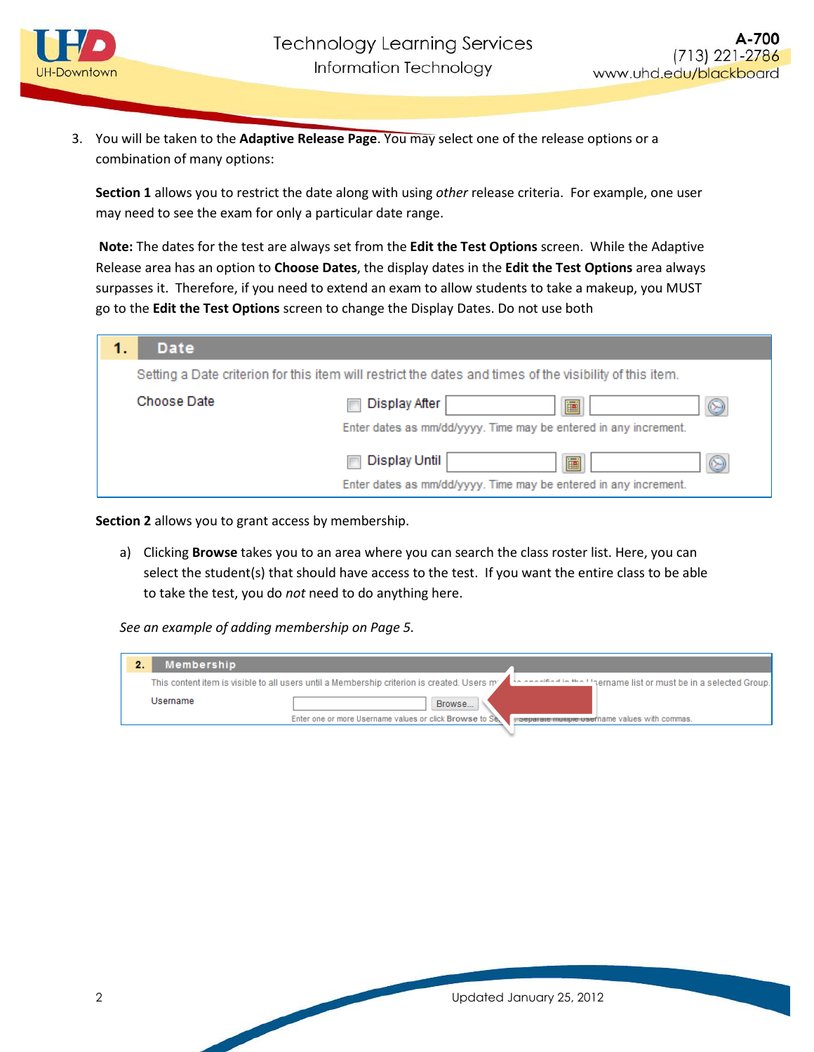3. You will be taken to the **Adaptive Release Page**. You may select one of the release options or a combination of many options:

   **Section 1** allows you to restrict the date along with using *other* release criteria. For example, one user may need to see the exam for only a particular date range.

   **Note:** The dates for the test are always set from the **Edit the Test Options** screen. While the Adaptive Release area has an option to **Choose Dates**, the display dates in the **Edit the Test Options** area always surpasses it. Therefore, if you need to extend an exam to allow students to take a makeup, you MUST go to the **Edit the Test Options** screen to change the Display Dates. Do not use both

   | 1. | Date |
   |---|---|
   | | Setting a Date criterion for this item will restrict the dates and times of the visibility of this item. |
   | Choose Date | Display After — Enter dates as mm/dd/yyyy. Time may be entered in any increment. |
   | | Display Until — Enter dates as mm/dd/yyyy. Time may be entered in any increment. |

   **Section 2** allows you to grant access by membership.

   a) Clicking **Browse** takes you to an area where you can search the class roster list. Here, you can select the student(s) that should have access to the test. If you want the entire class to be able to take the test, you do *not* need to do anything here.

   *See an example of adding membership on Page 5.*

   | 2. | Membership |
   |---|---|
   | | This content item is visible to all users until a Membership criterion is created. Users m... ...sername list or must be in a selected Group. |
   | Username | Browse... — Enter one or more Username values or click Browse to Se... Separate multiple Username values with commas. |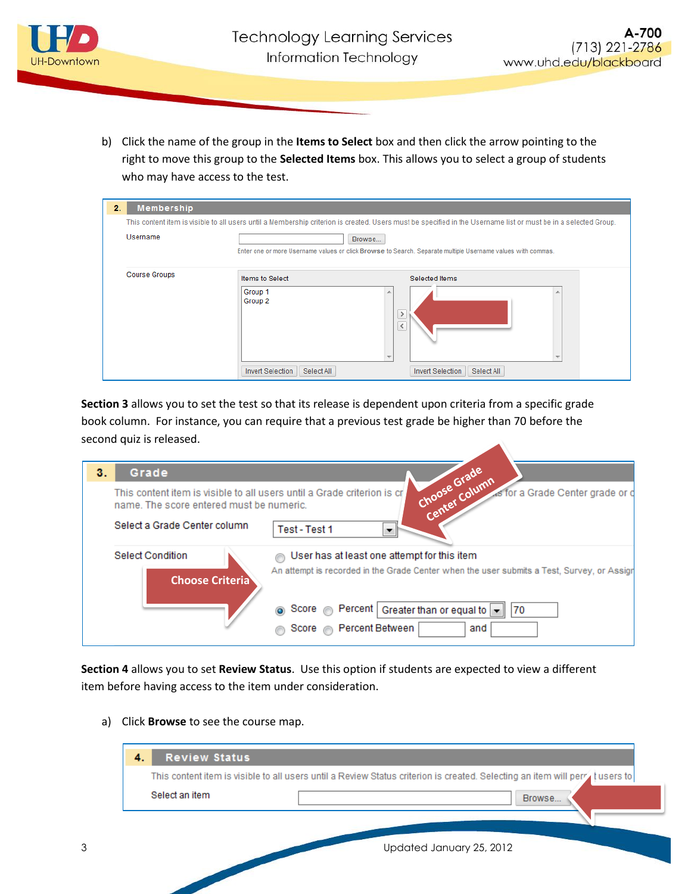b) Click the name of the group in the **Items to Select** box and then click the arrow pointing to the right to move this group to the **Selected Items** box. This allows you to select a group of students who may have access to the test.

**2. Membership**

This content item is visible to all users until a Membership criterion is created. Users must be specified in the Username list or must be in a selected Group.

Username — Browse...

Enter one or more Username values or click **Browse** to Search. Separate multiple Username values with commas.

Course Groups

Items to Select: Group 1, Group 2

Selected Items

Invert Selection | Select All

**Section 3** allows you to set the test so that its release is dependent upon criteria from a specific grade book column. For instance, you can require that a previous test grade be higher than 70 before the second quiz is released.

**3. Grade**

This content item is visible to all users until a Grade criterion is cr... for a Grade Center grade or c... name. The score entered must be numeric.

Select a Grade Center column: Test - Test 1

Choose Grade Center Column

Select Condition

Choose Criteria

User has at least one attempt for this item

An attempt is recorded in the Grade Center when the user submits a Test, Survey, or Assign...

Score / Percent — Greater than or equal to — 70

Score / Percent Between ___ and ___

**Section 4** allows you to set **Review Status**. Use this option if students are expected to view a different item before having access to the item under consideration.

a) Click **Browse** to see the course map.

**4. Review Status**

This content item is visible to all users until a Review Status criterion is created. Selecting an item will perm... users to...

Select an item — Browse...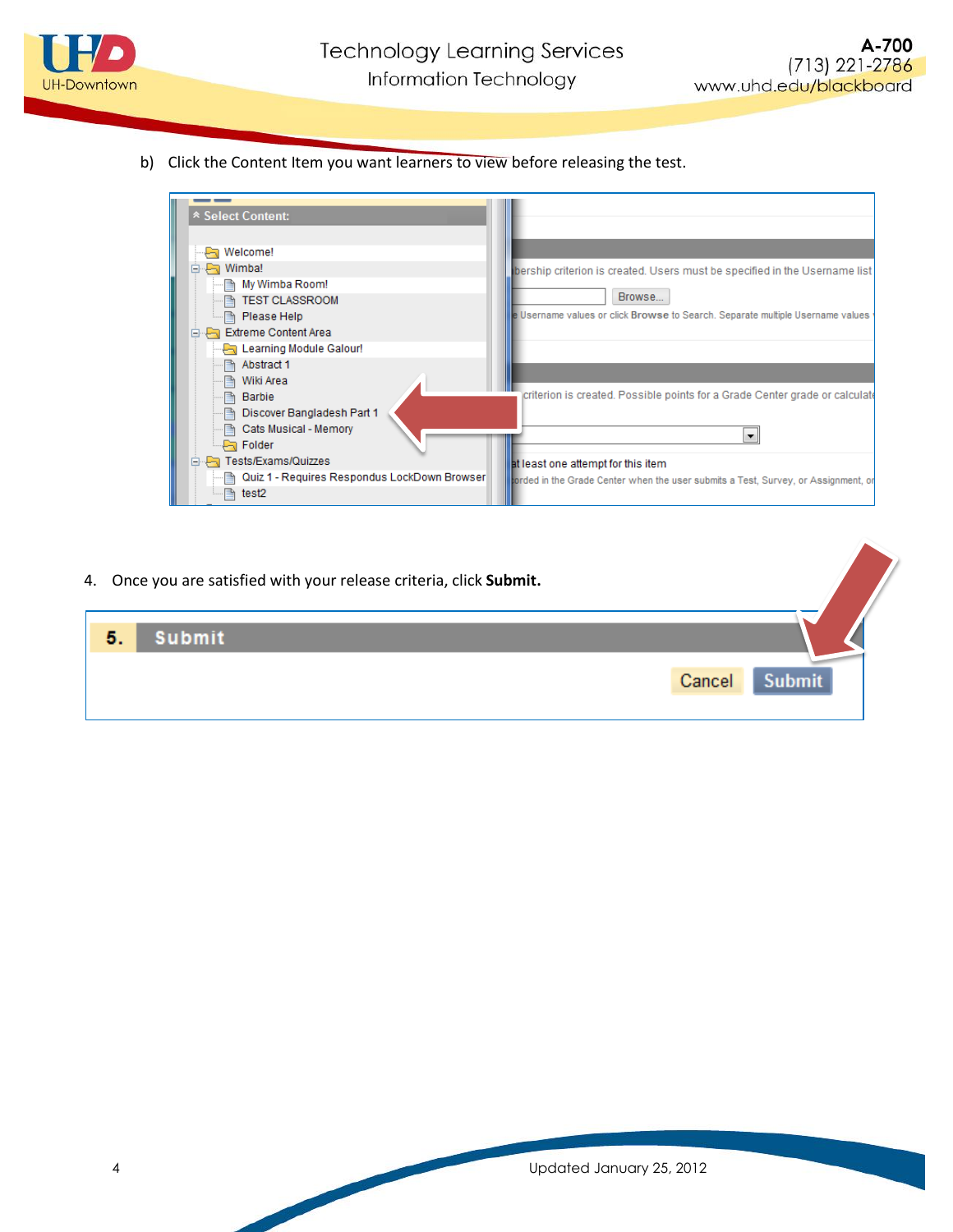b) Click the Content Item you want learners to view before releasing the test.

4. Once you are satisfied with your release criteria, click **Submit.**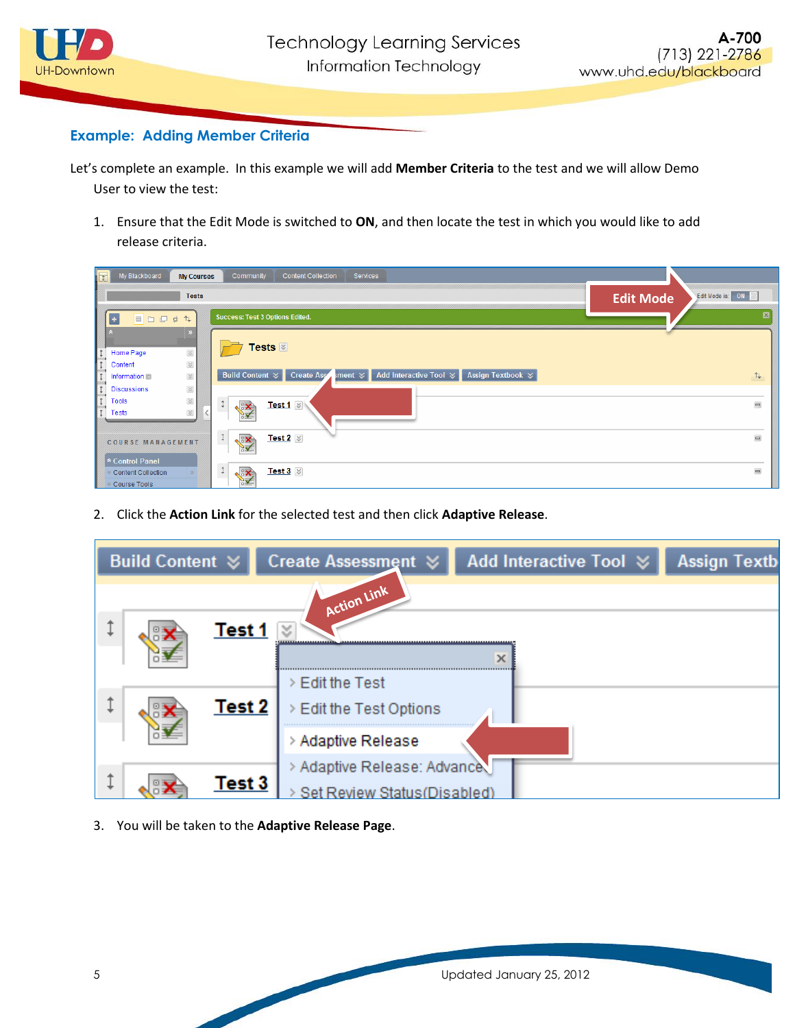## Example: Adding Member Criteria

Let's complete an example. In this example we will add **Member Criteria** to the test and we will allow Demo User to view the test:

1. Ensure that the Edit Mode is switched to **ON**, and then locate the test in which you would like to add release criteria.

2. Click the **Action Link** for the selected test and then click **Adaptive Release**.

3. You will be taken to the **Adaptive Release Page**.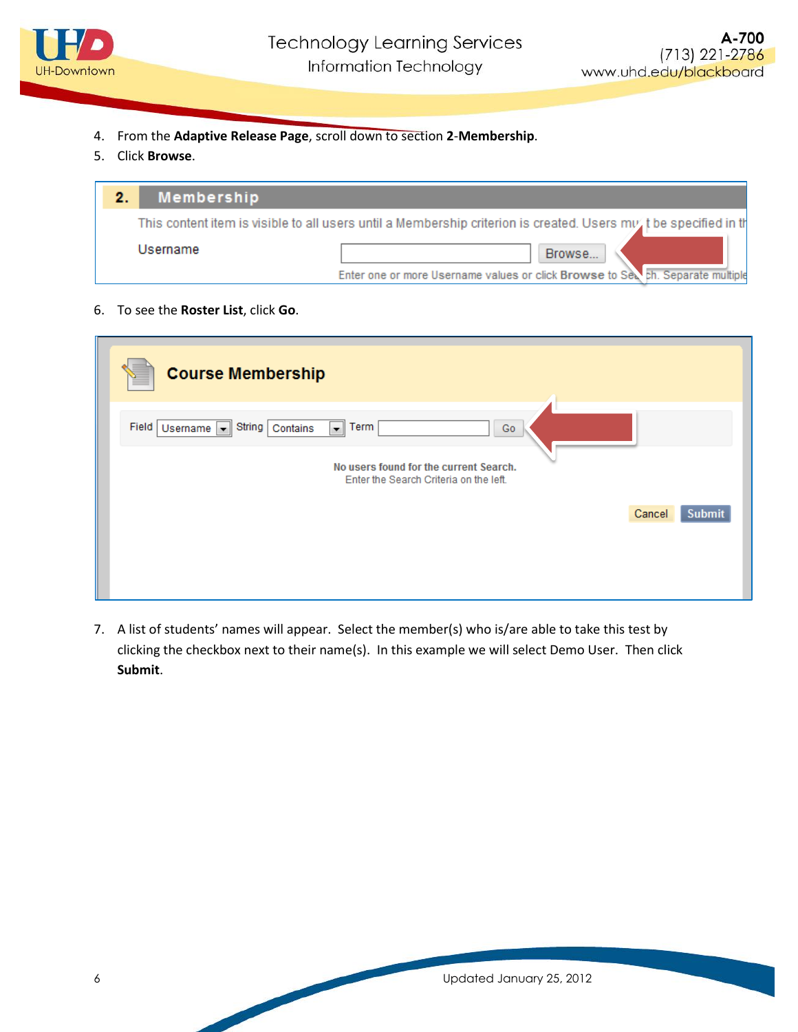4. From the **Adaptive Release Page**, scroll down to section **2**-**Membership**.
5. Click **Browse**.

6. To see the **Roster List**, click **Go**.

7. A list of students' names will appear. Select the member(s) who is/are able to take this test by clicking the checkbox next to their name(s). In this example we will select Demo User. Then click **Submit**.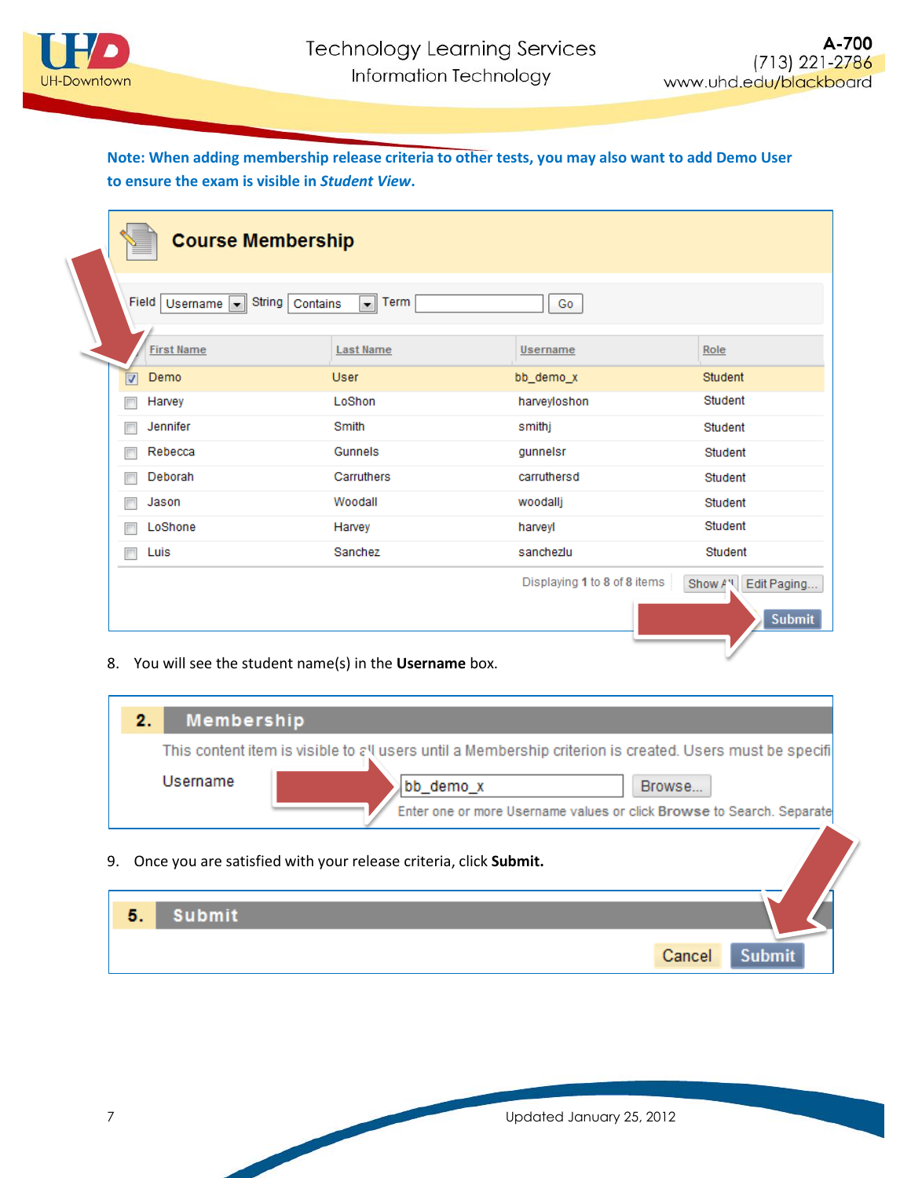**Note: When adding membership release criteria to other tests, you may also want to add Demo User to ensure the exam is visible in *Student View*.**

**Course Membership**

Field: Username | String: Contains | Term: | Go

| | First Name | Last Name | Username | Role |
|---|---|---|---|---|
| ☑ | Demo | User | bb_demo_x | Student |
| ☐ | Harvey | LoShon | harveyloshon | Student |
| ☐ | Jennifer | Smith | smithj | Student |
| ☐ | Rebecca | Gunnels | gunnelsr | Student |
| ☐ | Deborah | Carruthers | carruthersd | Student |
| ☐ | Jason | Woodall | woodallj | Student |
| ☐ | LoShone | Harvey | harveyl | Student |
| ☐ | Luis | Sanchez | sanchezlu | Student |

Displaying 1 to 8 of 8 items | Show All | Edit Paging... | Submit

8. You will see the student name(s) in the **Username** box.

**2. Membership**

This content item is visible to all users until a Membership criterion is created. Users must be specifi

Username: bb_demo_x | Browse...

Enter one or more Username values or click **Browse** to Search. Separate

9. Once you are satisfied with your release criteria, click **Submit.**

**5. Submit**

Cancel | Submit

Updated January 25, 2012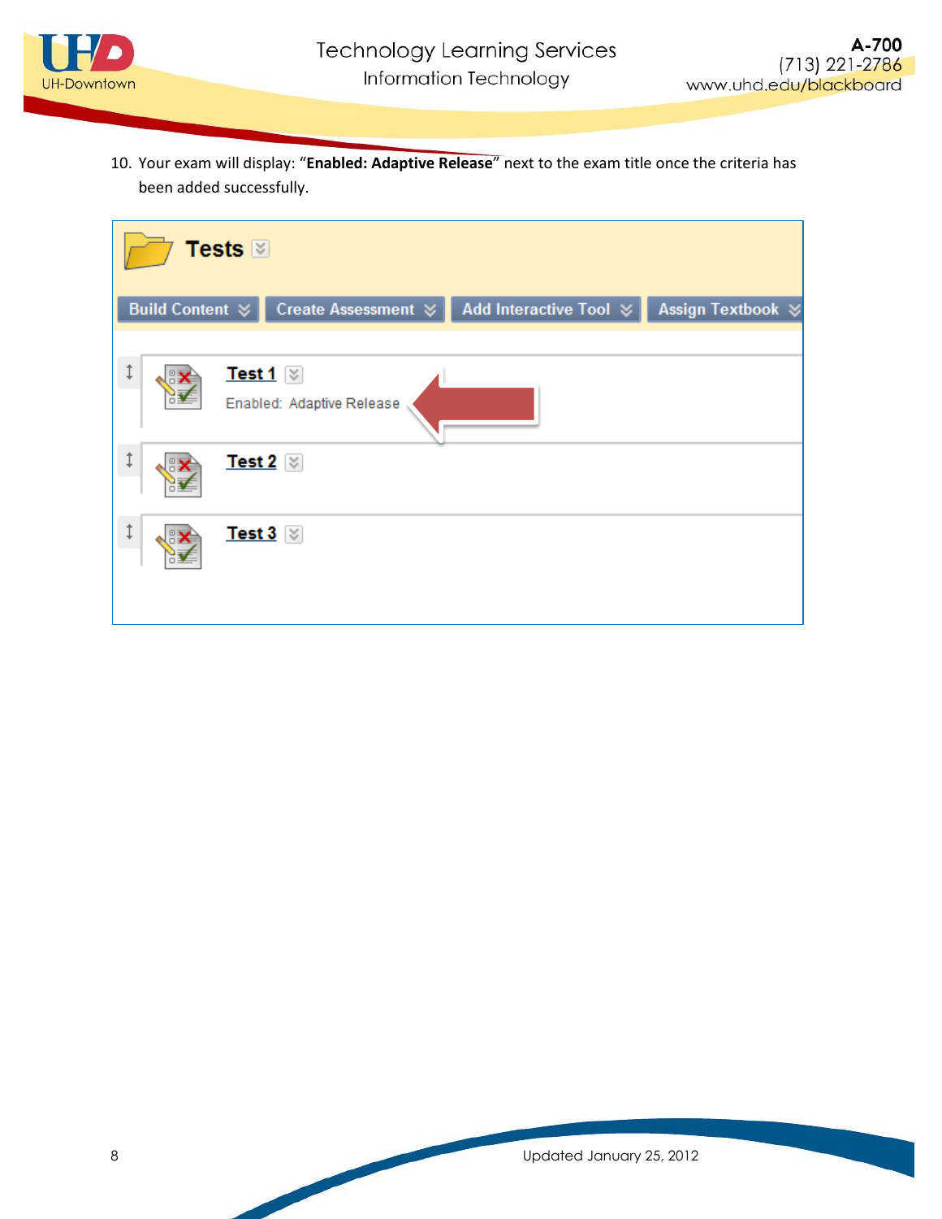10. Your exam will display: "**Enabled: Adaptive Release**" next to the exam title once the criteria has been added successfully.